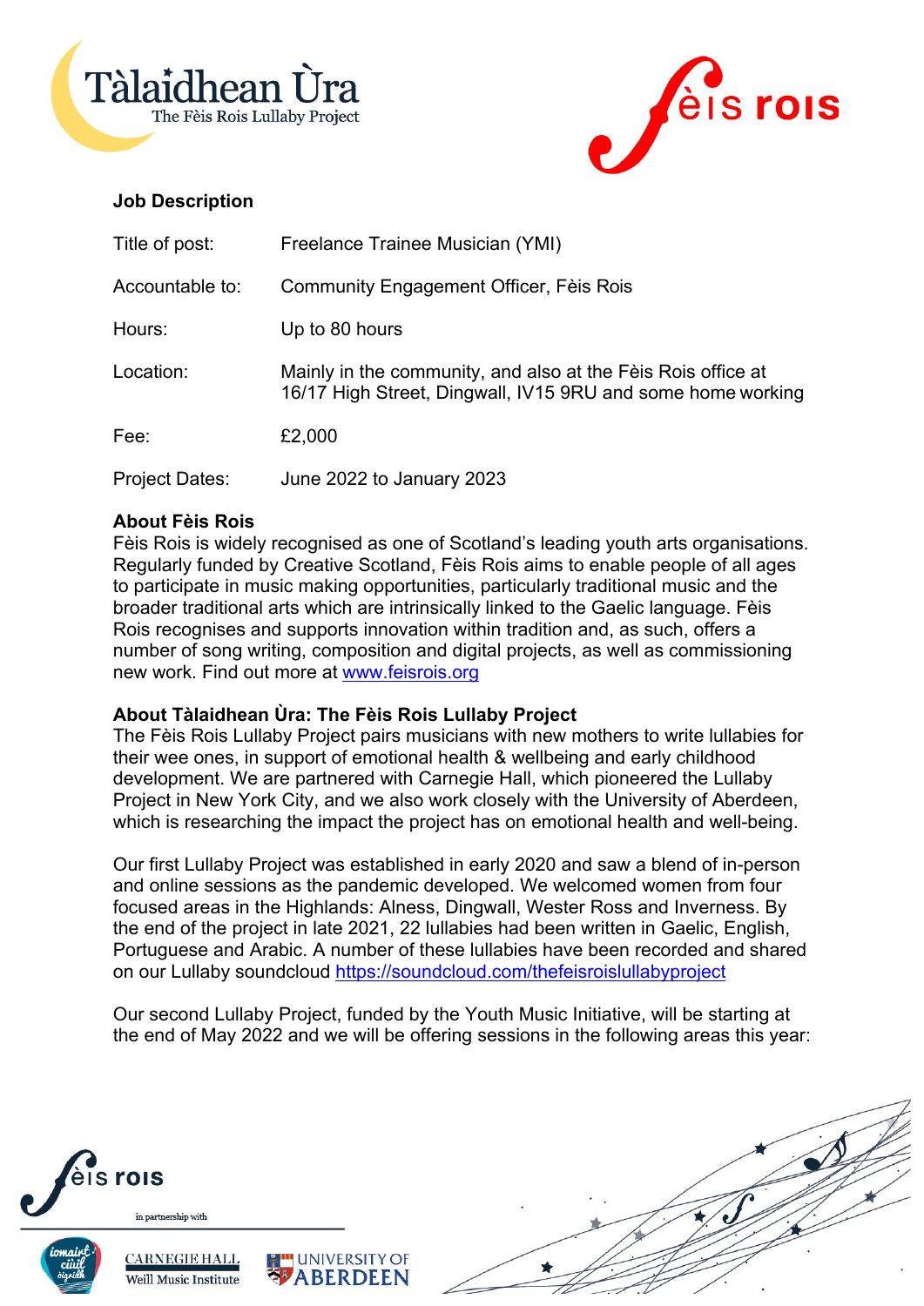## Job Description

| | |
|---|---|
| Title of post: | Freelance Trainee Musician (YMI) |
| Accountable to: | Community Engagement Officer, Fèis Rois |
| Hours: | Up to 80 hours |
| Location: | Mainly in the community, and also at the Fèis Rois office at 16/17 High Street, Dingwall, IV15 9RU and some home working |
| Fee: | £2,000 |
| Project Dates: | June 2022 to January 2023 |

### About Fèis Rois

Fèis Rois is widely recognised as one of Scotland's leading youth arts organisations. Regularly funded by Creative Scotland, Fèis Rois aims to enable people of all ages to participate in music making opportunities, particularly traditional music and the broader traditional arts which are intrinsically linked to the Gaelic language. Fèis Rois recognises and supports innovation within tradition and, as such, offers a number of song writing, composition and digital projects, as well as commissioning new work. Find out more at www.feisrois.org

### About Tàlaidhean Ùra: The Fèis Rois Lullaby Project

The Fèis Rois Lullaby Project pairs musicians with new mothers to write lullabies for their wee ones, in support of emotional health & wellbeing and early childhood development. We are partnered with Carnegie Hall, which pioneered the Lullaby Project in New York City, and we also work closely with the University of Aberdeen, which is researching the impact the project has on emotional health and well-being.

Our first Lullaby Project was established in early 2020 and saw a blend of in-person and online sessions as the pandemic developed. We welcomed women from four focused areas in the Highlands: Alness, Dingwall, Wester Ross and Inverness. By the end of the project in late 2021, 22 lullabies had been written in Gaelic, English, Portuguese and Arabic. A number of these lullabies have been recorded and shared on our Lullaby soundcloud https://soundcloud.com/thefeisroislullabyproject

Our second Lullaby Project, funded by the Youth Music Initiative, will be starting at the end of May 2022 and we will be offering sessions in the following areas this year: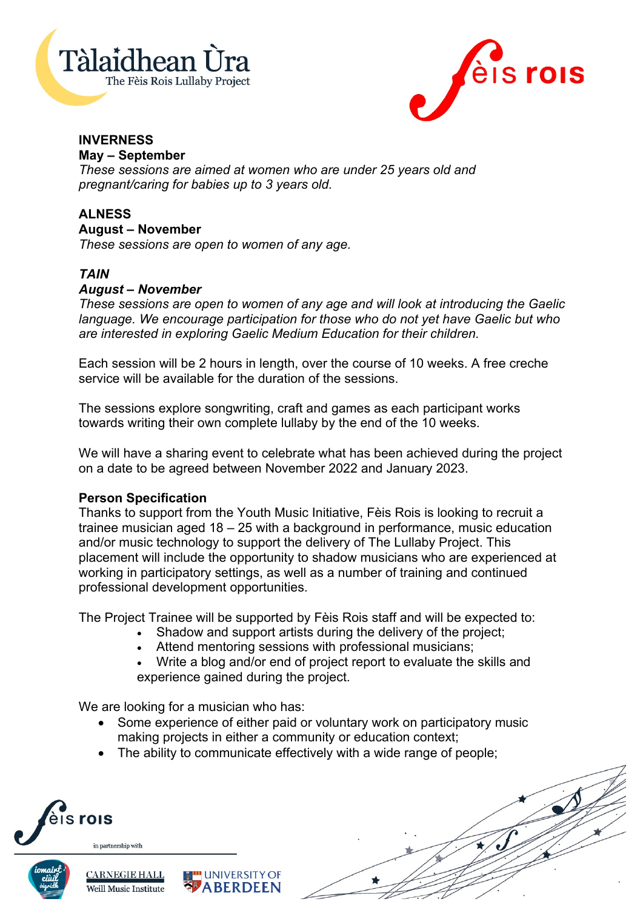**INVERNESS**
**May – September**
*These sessions are aimed at women who are under 25 years old and pregnant/caring for babies up to 3 years old.*

**ALNESS**
**August – November**
*These sessions are open to women of any age.*

***TAIN***
***August – November***
*These sessions are open to women of any age and will look at introducing the Gaelic language. We encourage participation for those who do not yet have Gaelic but who are interested in exploring Gaelic Medium Education for their children.*

Each session will be 2 hours in length, over the course of 10 weeks. A free creche service will be available for the duration of the sessions.

The sessions explore songwriting, craft and games as each participant works towards writing their own complete lullaby by the end of the 10 weeks.

We will have a sharing event to celebrate what has been achieved during the project on a date to be agreed between November 2022 and January 2023.

**Person Specification**

Thanks to support from the Youth Music Initiative, Fèis Rois is looking to recruit a trainee musician aged 18 – 25 with a background in performance, music education and/or music technology to support the delivery of The Lullaby Project. This placement will include the opportunity to shadow musicians who are experienced at working in participatory settings, as well as a number of training and continued professional development opportunities.

The Project Trainee will be supported by Fèis Rois staff and will be expected to:

- Shadow and support artists during the delivery of the project;
- Attend mentoring sessions with professional musicians;
- Write a blog and/or end of project report to evaluate the skills and experience gained during the project.

We are looking for a musician who has:

- Some experience of either paid or voluntary work on participatory music making projects in either a community or education context;
- The ability to communicate effectively with a wide range of people;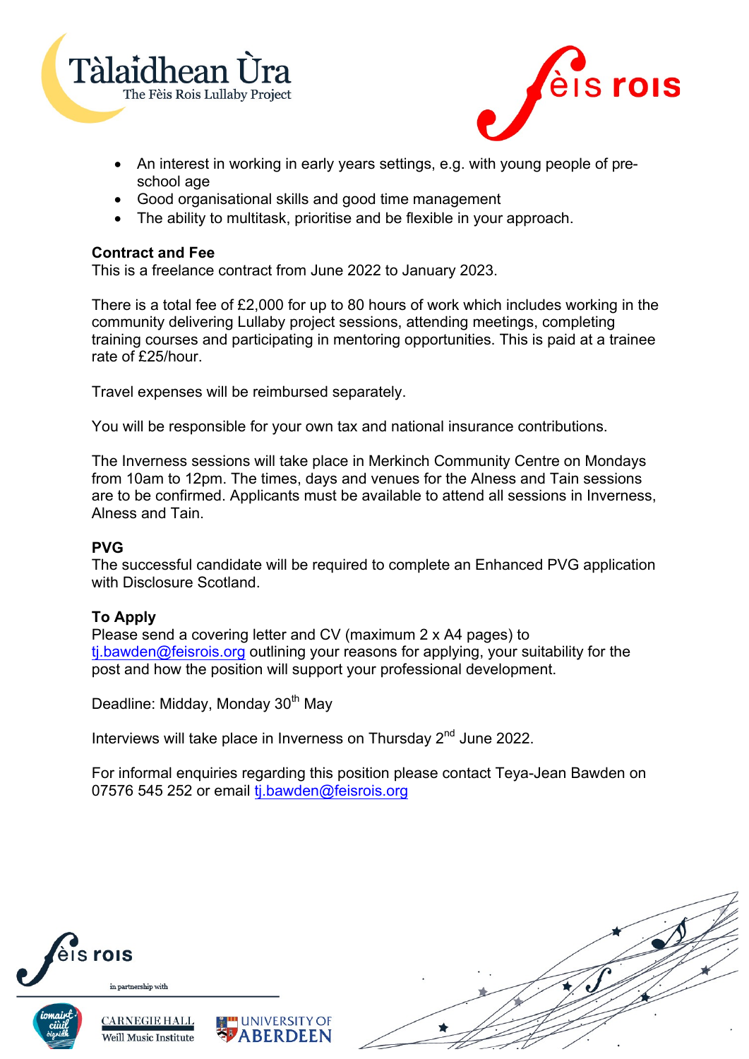- An interest in working in early years settings, e.g. with young people of pre-school age
- Good organisational skills and good time management
- The ability to multitask, prioritise and be flexible in your approach.

**Contract and Fee**

This is a freelance contract from June 2022 to January 2023.

There is a total fee of £2,000 for up to 80 hours of work which includes working in the community delivering Lullaby project sessions, attending meetings, completing training courses and participating in mentoring opportunities. This is paid at a trainee rate of £25/hour.

Travel expenses will be reimbursed separately.

You will be responsible for your own tax and national insurance contributions.

The Inverness sessions will take place in Merkinch Community Centre on Mondays from 10am to 12pm. The times, days and venues for the Alness and Tain sessions are to be confirmed. Applicants must be available to attend all sessions in Inverness, Alness and Tain.

**PVG**

The successful candidate will be required to complete an Enhanced PVG application with Disclosure Scotland.

**To Apply**

Please send a covering letter and CV (maximum 2 x A4 pages) to tj.bawden@feisrois.org outlining your reasons for applying, your suitability for the post and how the position will support your professional development.

Deadline: Midday, Monday 30th May

Interviews will take place in Inverness on Thursday 2nd June 2022.

For informal enquiries regarding this position please contact Teya-Jean Bawden on 07576 545 252 or email tj.bawden@feisrois.org